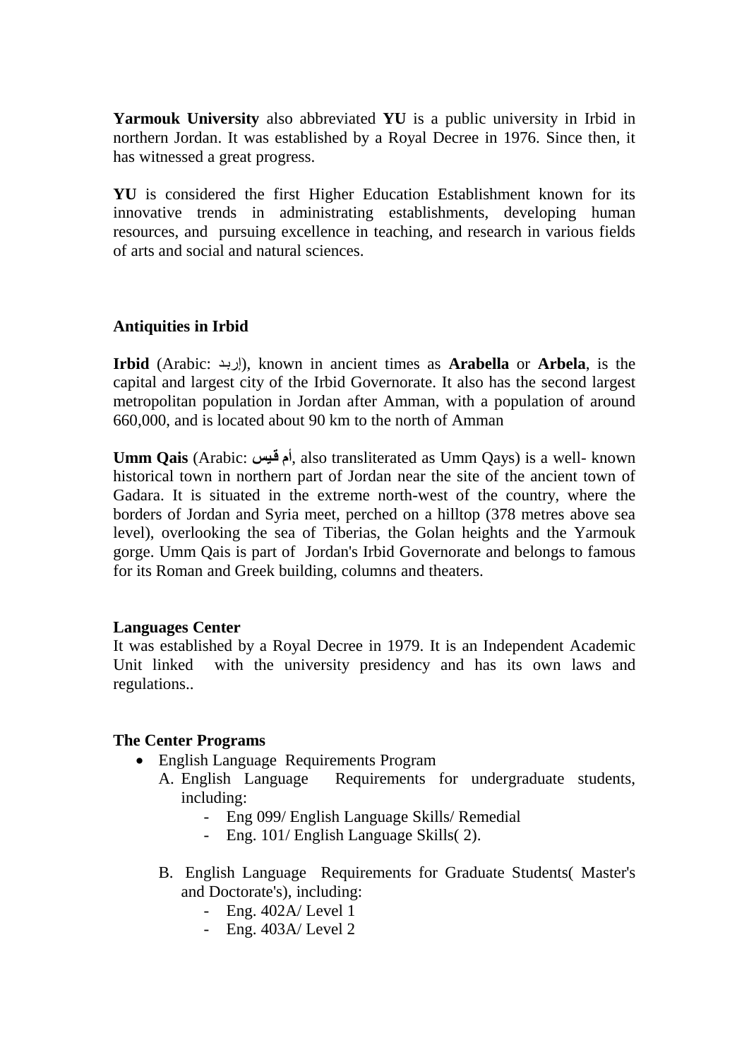**Yarmouk University** also abbreviated **YU** is a public university in Irbid in northern Jordan. It was established by a Royal Decree in 1976. Since then, it has witnessed a great progress.

**YU** is considered the first Higher Education Establishment known for its innovative trends in administrating establishments, developing human resources, and pursuing excellence in teaching, and research in various fields of arts and social and natural sciences.

**Antiquities in Irbid**

**Irbid** (Arabic: إربد), known in ancient times as **Arabella** or **Arbela**, is the capital and largest city of the Irbid Governorate. It also has the second largest metropolitan population in Jordan after Amman, with a population of around 660,000, and is located about 90 km to the north of Amman

**Umm Qais** (Arabic: **أم قيس**, also transliterated as Umm Qays) is a well- known historical town in northern part of Jordan near the site of the ancient town of Gadara. It is situated in the extreme north-west of the country, where the borders of Jordan and Syria meet, perched on a hilltop (378 metres above sea level), overlooking the sea of Tiberias, the Golan heights and the Yarmouk gorge. Umm Qais is part of Jordan's Irbid Governorate and belongs to famous for its Roman and Greek building, columns and theaters.

**Languages Center**

It was established by a Royal Decree in 1979. It is an Independent Academic Unit linked with the university presidency and has its own laws and regulations..

**The Center Programs**

- English Language Requirements Program
  - A. English Language Requirements for undergraduate students, including:
    - Eng 099/ English Language Skills/ Remedial
    - Eng. 101/ English Language Skills( 2).
  - B. English Language Requirements for Graduate Students( Master's and Doctorate's), including:
    - Eng. 402A/ Level 1
    - Eng. 403A/ Level 2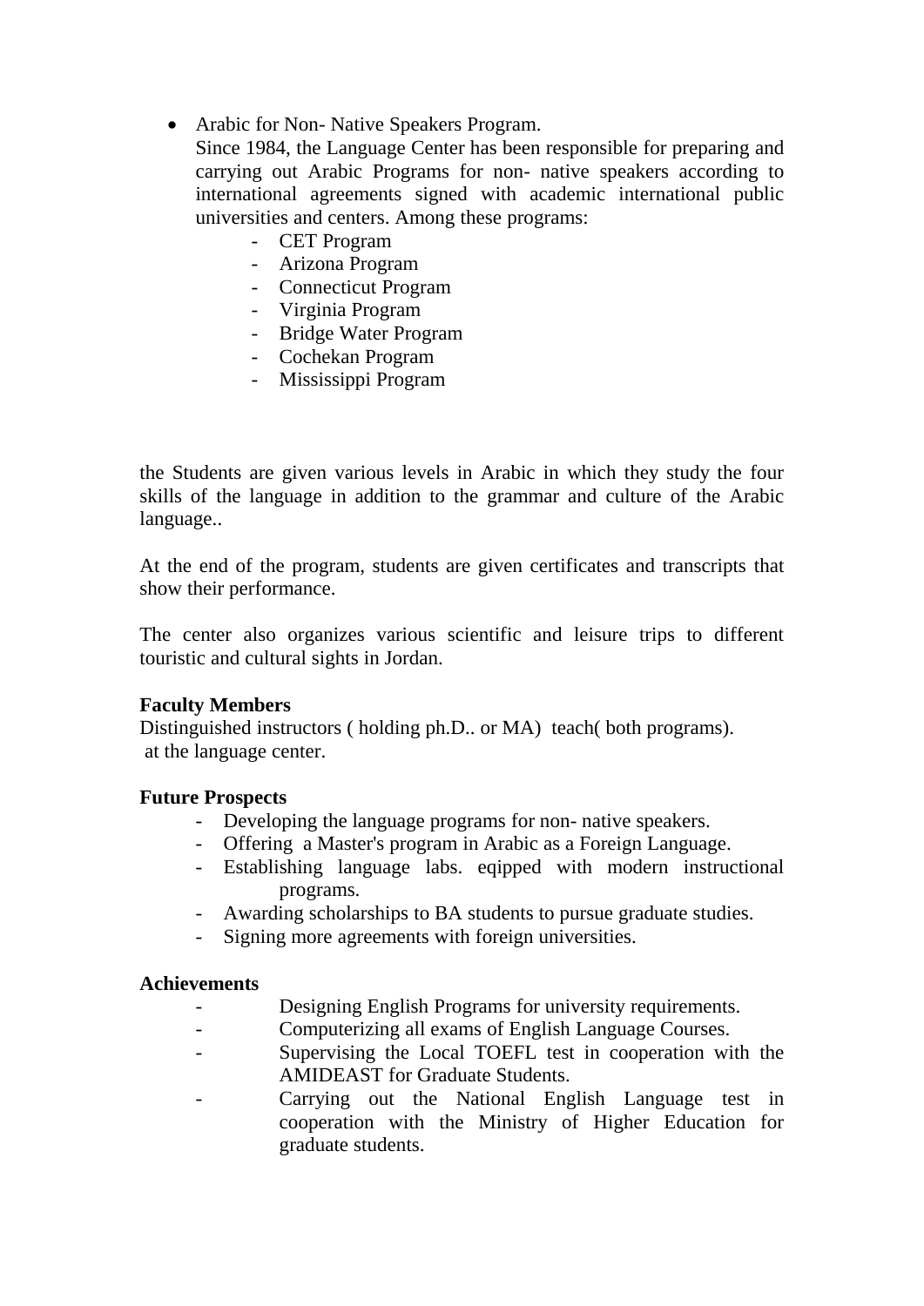- Arabic for Non- Native Speakers Program.
  Since 1984, the Language Center has been responsible for preparing and carrying out Arabic Programs for non- native speakers according to international agreements signed with academic international public universities and centers. Among these programs:
    - CET Program
    - Arizona Program
    - Connecticut Program
    - Virginia Program
    - Bridge Water Program
    - Cochekan Program
    - Mississippi Program

the Students are given various levels in Arabic in which they study the four skills of the language in addition to the grammar and culture of the Arabic language..

At the end of the program, students are given certificates and transcripts that show their performance.

The center also organizes various scientific and leisure trips to different touristic and cultural sights in Jordan.

**Faculty Members**
Distinguished instructors ( holding ph.D.. or MA) teach( both programs). at the language center.

**Future Prospects**

- Developing the language programs for non- native speakers.
- Offering a Master's program in Arabic as a Foreign Language.
- Establishing language labs. eqipped with modern instructional programs.
- Awarding scholarships to BA students to pursue graduate studies.
- Signing more agreements with foreign universities.

**Achievements**

- Designing English Programs for university requirements.
- Computerizing all exams of English Language Courses.
- Supervising the Local TOEFL test in cooperation with the AMIDEAST for Graduate Students.
- Carrying out the National English Language test in cooperation with the Ministry of Higher Education for graduate students.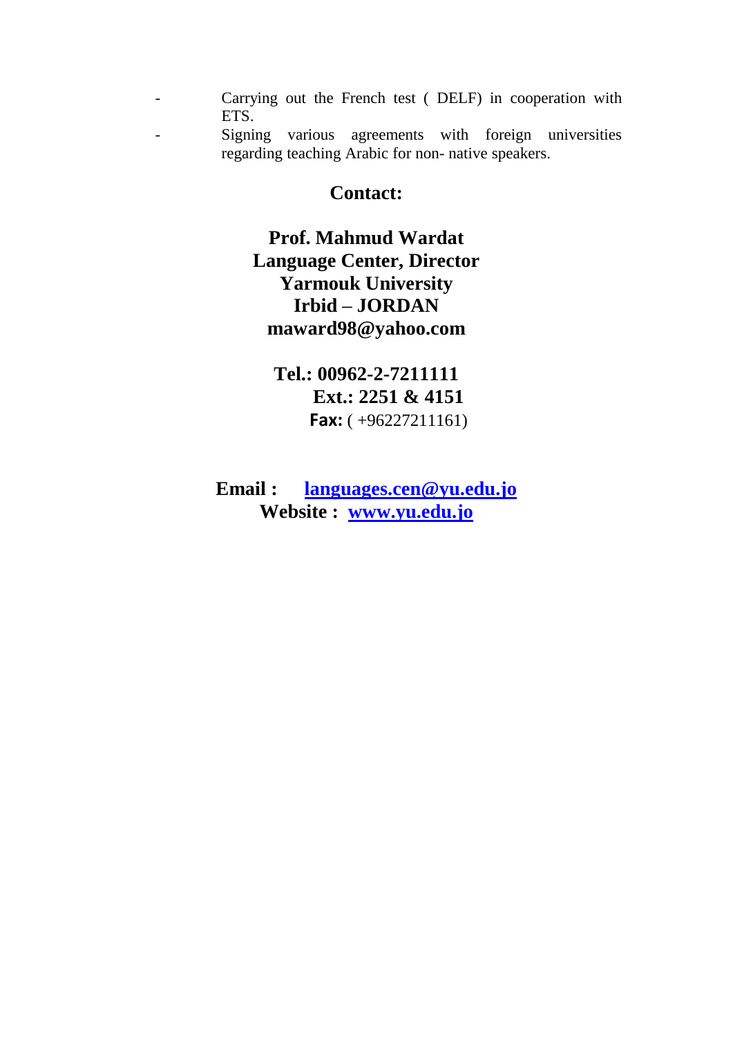- Carrying out the French test ( DELF) in cooperation with ETS.
- Signing various agreements with foreign universities regarding teaching Arabic for non- native speakers.

## Contact:

**Prof. Mahmud Wardat**
**Language Center, Director**
**Yarmouk University**
**Irbid – JORDAN**
**maward98@yahoo.com**

**Tel.: 00962-2-7211111**
**Ext.: 2251 & 4151**
**Fax:** ( +96227211161)

**Email : [languages.cen@yu.edu.jo](mailto:languages.cen@yu.edu.jo)**
**Website : [www.yu.edu.jo](http://www.yu.edu.jo)**